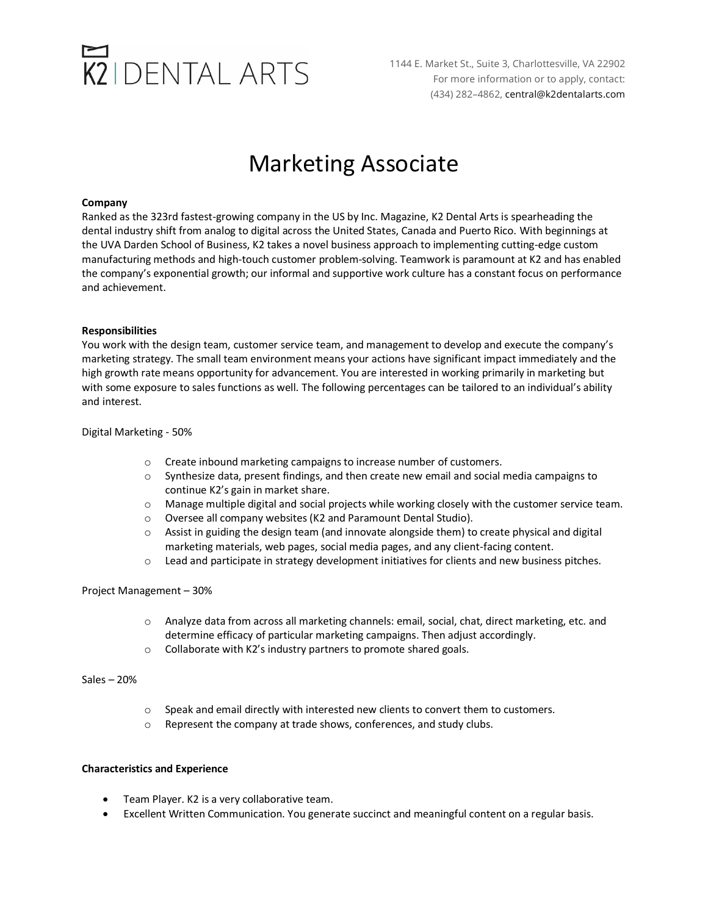K2 | DENTAL ARTS

1144 E. Market St., Suite 3, Charlottesville, VA 22902
For more information or to apply, contact:
(434) 282–4862, central@k2dentalarts.com

# Marketing Associate

**Company**
Ranked as the 323rd fastest-growing company in the US by Inc. Magazine, K2 Dental Arts is spearheading the dental industry shift from analog to digital across the United States, Canada and Puerto Rico. With beginnings at the UVA Darden School of Business, K2 takes a novel business approach to implementing cutting-edge custom manufacturing methods and high-touch customer problem-solving. Teamwork is paramount at K2 and has enabled the company's exponential growth; our informal and supportive work culture has a constant focus on performance and achievement.

**Responsibilities**
You work with the design team, customer service team, and management to develop and execute the company's marketing strategy. The small team environment means your actions have significant impact immediately and the high growth rate means opportunity for advancement. You are interested in working primarily in marketing but with some exposure to sales functions as well. The following percentages can be tailored to an individual's ability and interest.

Digital Marketing - 50%

- Create inbound marketing campaigns to increase number of customers.
- Synthesize data, present findings, and then create new email and social media campaigns to continue K2's gain in market share.
- Manage multiple digital and social projects while working closely with the customer service team.
- Oversee all company websites (K2 and Paramount Dental Studio).
- Assist in guiding the design team (and innovate alongside them) to create physical and digital marketing materials, web pages, social media pages, and any client-facing content.
- Lead and participate in strategy development initiatives for clients and new business pitches.

Project Management – 30%

- Analyze data from across all marketing channels: email, social, chat, direct marketing, etc. and determine efficacy of particular marketing campaigns. Then adjust accordingly.
- Collaborate with K2's industry partners to promote shared goals.

Sales – 20%

- Speak and email directly with interested new clients to convert them to customers.
- Represent the company at trade shows, conferences, and study clubs.

**Characteristics and Experience**

- Team Player. K2 is a very collaborative team.
- Excellent Written Communication. You generate succinct and meaningful content on a regular basis.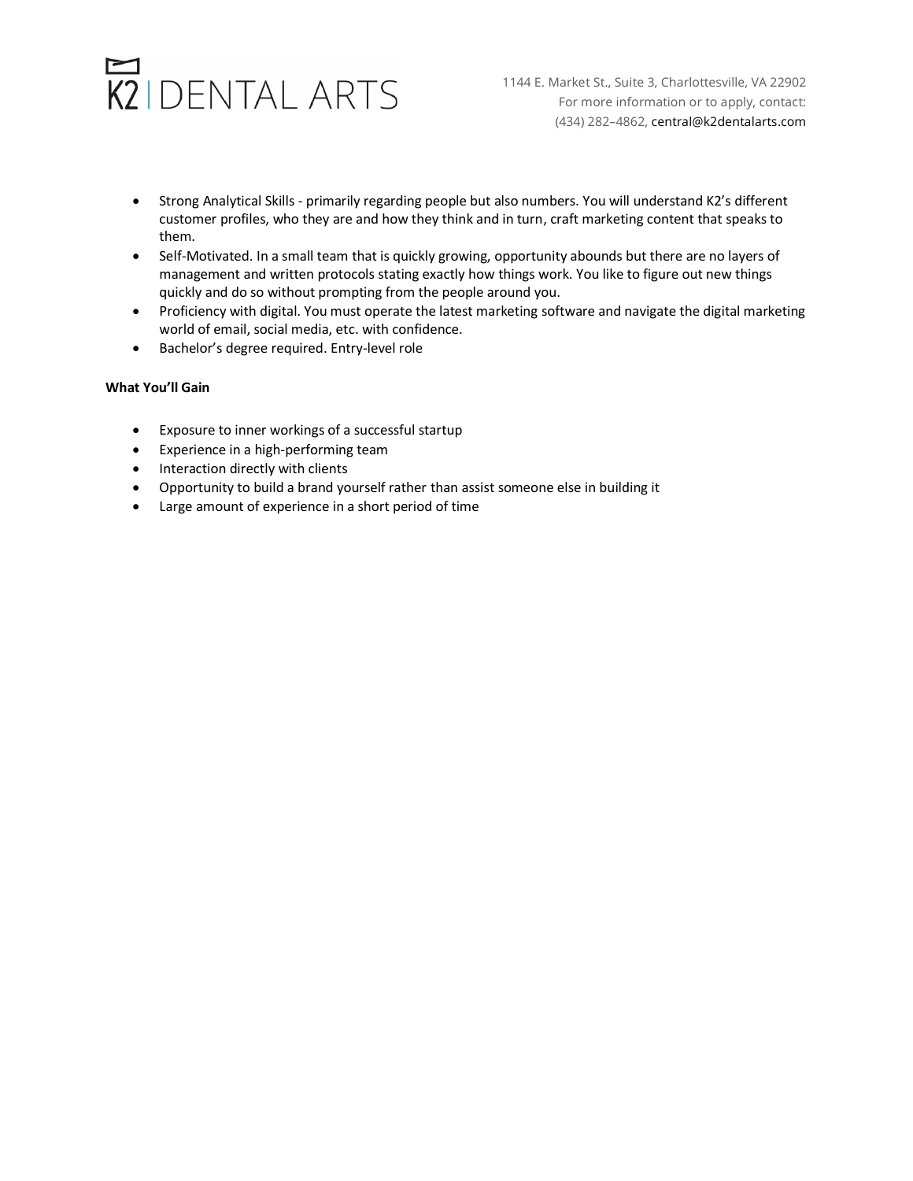- Strong Analytical Skills - primarily regarding people but also numbers. You will understand K2's different customer profiles, who they are and how they think and in turn, craft marketing content that speaks to them.
- Self-Motivated. In a small team that is quickly growing, opportunity abounds but there are no layers of management and written protocols stating exactly how things work. You like to figure out new things quickly and do so without prompting from the people around you.
- Proficiency with digital. You must operate the latest marketing software and navigate the digital marketing world of email, social media, etc. with confidence.
- Bachelor's degree required. Entry-level role

**What You'll Gain**

- Exposure to inner workings of a successful startup
- Experience in a high-performing team
- Interaction directly with clients
- Opportunity to build a brand yourself rather than assist someone else in building it
- Large amount of experience in a short period of time